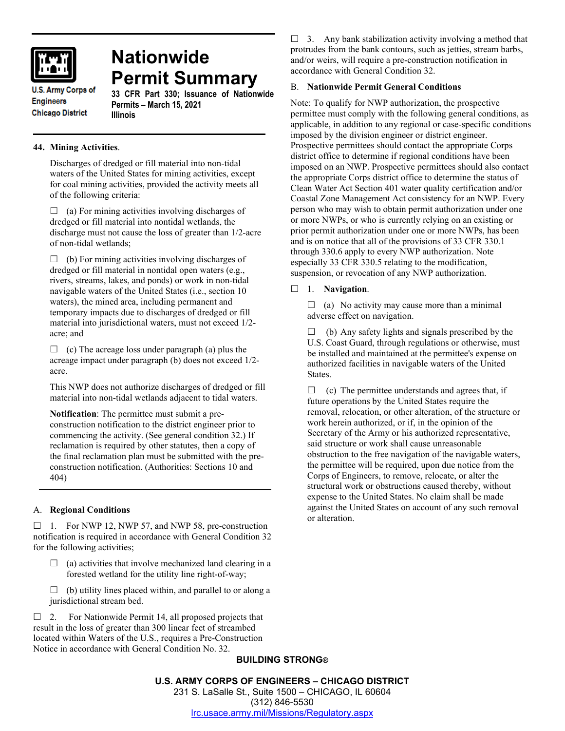# Nationwide Permit Summary

U.S. Army Corps of Engineers
Chicago District

**33 CFR Part 330; Issuance of Nationwide Permits – March 15, 2021**
**Illinois**

## 44. Mining Activities.

Discharges of dredged or fill material into non-tidal waters of the United States for mining activities, except for coal mining activities, provided the activity meets all of the following criteria:

☐ (a) For mining activities involving discharges of dredged or fill material into nontidal wetlands, the discharge must not cause the loss of greater than 1/2-acre of non-tidal wetlands;

☐ (b) For mining activities involving discharges of dredged or fill material in nontidal open waters (e.g., rivers, streams, lakes, and ponds) or work in non-tidal navigable waters of the United States (i.e., section 10 waters), the mined area, including permanent and temporary impacts due to discharges of dredged or fill material into jurisdictional waters, must not exceed 1/2-acre; and

☐ (c) The acreage loss under paragraph (a) plus the acreage impact under paragraph (b) does not exceed 1/2-acre.

This NWP does not authorize discharges of dredged or fill material into non-tidal wetlands adjacent to tidal waters.

**Notification**: The permittee must submit a pre-construction notification to the district engineer prior to commencing the activity. (See general condition 32.) If reclamation is required by other statutes, then a copy of the final reclamation plan must be submitted with the pre-construction notification. (Authorities: Sections 10 and 404)

## A. Regional Conditions

☐ 1. For NWP 12, NWP 57, and NWP 58, pre-construction notification is required in accordance with General Condition 32 for the following activities;

☐ (a) activities that involve mechanized land clearing in a forested wetland for the utility line right-of-way;

☐ (b) utility lines placed within, and parallel to or along a jurisdictional stream bed.

☐ 2. For Nationwide Permit 14, all proposed projects that result in the loss of greater than 300 linear feet of streambed located within Waters of the U.S., requires a Pre-Construction Notice in accordance with General Condition No. 32.

☐ 3. Any bank stabilization activity involving a method that protrudes from the bank contours, such as jetties, stream barbs, and/or weirs, will require a pre-construction notification in accordance with General Condition 32.

## B. Nationwide Permit General Conditions

Note: To qualify for NWP authorization, the prospective permittee must comply with the following general conditions, as applicable, in addition to any regional or case-specific conditions imposed by the division engineer or district engineer. Prospective permittees should contact the appropriate Corps district office to determine if regional conditions have been imposed on an NWP. Prospective permittees should also contact the appropriate Corps district office to determine the status of Clean Water Act Section 401 water quality certification and/or Coastal Zone Management Act consistency for an NWP. Every person who may wish to obtain permit authorization under one or more NWPs, or who is currently relying on an existing or prior permit authorization under one or more NWPs, has been and is on notice that all of the provisions of 33 CFR 330.1 through 330.6 apply to every NWP authorization. Note especially 33 CFR 330.5 relating to the modification, suspension, or revocation of any NWP authorization.

☐ 1. **Navigation**.

☐ (a) No activity may cause more than a minimal adverse effect on navigation.

☐ (b) Any safety lights and signals prescribed by the U.S. Coast Guard, through regulations or otherwise, must be installed and maintained at the permittee's expense on authorized facilities in navigable waters of the United States.

☐ (c) The permittee understands and agrees that, if future operations by the United States require the removal, relocation, or other alteration, of the structure or work herein authorized, or if, in the opinion of the Secretary of the Army or his authorized representative, said structure or work shall cause unreasonable obstruction to the free navigation of the navigable waters, the permittee will be required, upon due notice from the Corps of Engineers, to remove, relocate, or alter the structural work or obstructions caused thereby, without expense to the United States. No claim shall be made against the United States on account of any such removal or alteration.

**BUILDING STRONG®**

**U.S. ARMY CORPS OF ENGINEERS – CHICAGO DISTRICT**
231 S. LaSalle St., Suite 1500 – CHICAGO, IL 60604
(312) 846-5530
lrc.usace.army.mil/Missions/Regulatory.aspx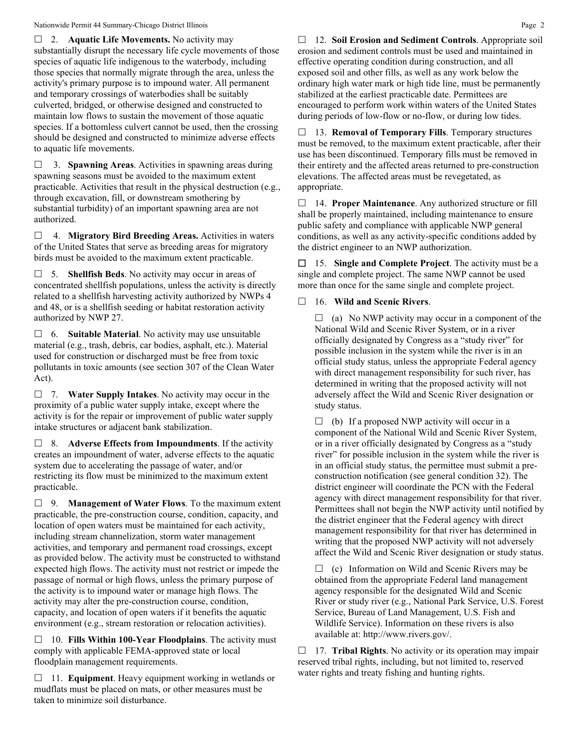☐ 2. **Aquatic Life Movements.** No activity may substantially disrupt the necessary life cycle movements of those species of aquatic life indigenous to the waterbody, including those species that normally migrate through the area, unless the activity's primary purpose is to impound water. All permanent and temporary crossings of waterbodies shall be suitably culverted, bridged, or otherwise designed and constructed to maintain low flows to sustain the movement of those aquatic species. If a bottomless culvert cannot be used, then the crossing should be designed and constructed to minimize adverse effects to aquatic life movements.

☐ 3. **Spawning Areas**. Activities in spawning areas during spawning seasons must be avoided to the maximum extent practicable. Activities that result in the physical destruction (e.g., through excavation, fill, or downstream smothering by substantial turbidity) of an important spawning area are not authorized.

☐ 4. **Migratory Bird Breeding Areas.** Activities in waters of the United States that serve as breeding areas for migratory birds must be avoided to the maximum extent practicable.

☐ 5. **Shellfish Beds**. No activity may occur in areas of concentrated shellfish populations, unless the activity is directly related to a shellfish harvesting activity authorized by NWPs 4 and 48, or is a shellfish seeding or habitat restoration activity authorized by NWP 27.

☐ 6. **Suitable Material**. No activity may use unsuitable material (e.g., trash, debris, car bodies, asphalt, etc.). Material used for construction or discharged must be free from toxic pollutants in toxic amounts (see section 307 of the Clean Water Act).

☐ 7. **Water Supply Intakes**. No activity may occur in the proximity of a public water supply intake, except where the activity is for the repair or improvement of public water supply intake structures or adjacent bank stabilization.

☐ 8. **Adverse Effects from Impoundments**. If the activity creates an impoundment of water, adverse effects to the aquatic system due to accelerating the passage of water, and/or restricting its flow must be minimized to the maximum extent practicable.

☐ 9. **Management of Water Flows**. To the maximum extent practicable, the pre-construction course, condition, capacity, and location of open waters must be maintained for each activity, including stream channelization, storm water management activities, and temporary and permanent road crossings, except as provided below. The activity must be constructed to withstand expected high flows. The activity must not restrict or impede the passage of normal or high flows, unless the primary purpose of the activity is to impound water or manage high flows. The activity may alter the pre-construction course, condition, capacity, and location of open waters if it benefits the aquatic environment (e.g., stream restoration or relocation activities).

☐ 10. **Fills Within 100-Year Floodplains**. The activity must comply with applicable FEMA-approved state or local floodplain management requirements.

☐ 11. **Equipment**. Heavy equipment working in wetlands or mudflats must be placed on mats, or other measures must be taken to minimize soil disturbance.

☐ 12. **Soil Erosion and Sediment Controls**. Appropriate soil erosion and sediment controls must be used and maintained in effective operating condition during construction, and all exposed soil and other fills, as well as any work below the ordinary high water mark or high tide line, must be permanently stabilized at the earliest practicable date. Permittees are encouraged to perform work within waters of the United States during periods of low-flow or no-flow, or during low tides.

☐ 13. **Removal of Temporary Fills**. Temporary structures must be removed, to the maximum extent practicable, after their use has been discontinued. Temporary fills must be removed in their entirety and the affected areas returned to pre-construction elevations. The affected areas must be revegetated, as appropriate.

☐ 14. **Proper Maintenance**. Any authorized structure or fill shall be properly maintained, including maintenance to ensure public safety and compliance with applicable NWP general conditions, as well as any activity-specific conditions added by the district engineer to an NWP authorization.

☐ 15. **Single and Complete Project**. The activity must be a single and complete project. The same NWP cannot be used more than once for the same single and complete project.

☐ 16. **Wild and Scenic Rivers**.

☐ (a) No NWP activity may occur in a component of the National Wild and Scenic River System, or in a river officially designated by Congress as a "study river" for possible inclusion in the system while the river is in an official study status, unless the appropriate Federal agency with direct management responsibility for such river, has determined in writing that the proposed activity will not adversely affect the Wild and Scenic River designation or study status.

☐ (b) If a proposed NWP activity will occur in a component of the National Wild and Scenic River System, or in a river officially designated by Congress as a "study river" for possible inclusion in the system while the river is in an official study status, the permittee must submit a pre-construction notification (see general condition 32). The district engineer will coordinate the PCN with the Federal agency with direct management responsibility for that river. Permittees shall not begin the NWP activity until notified by the district engineer that the Federal agency with direct management responsibility for that river has determined in writing that the proposed NWP activity will not adversely affect the Wild and Scenic River designation or study status.

☐ (c) Information on Wild and Scenic Rivers may be obtained from the appropriate Federal land management agency responsible for the designated Wild and Scenic River or study river (e.g., National Park Service, U.S. Forest Service, Bureau of Land Management, U.S. Fish and Wildlife Service). Information on these rivers is also available at: http://www.rivers.gov/.

☐ 17. **Tribal Rights**. No activity or its operation may impair reserved tribal rights, including, but not limited to, reserved water rights and treaty fishing and hunting rights.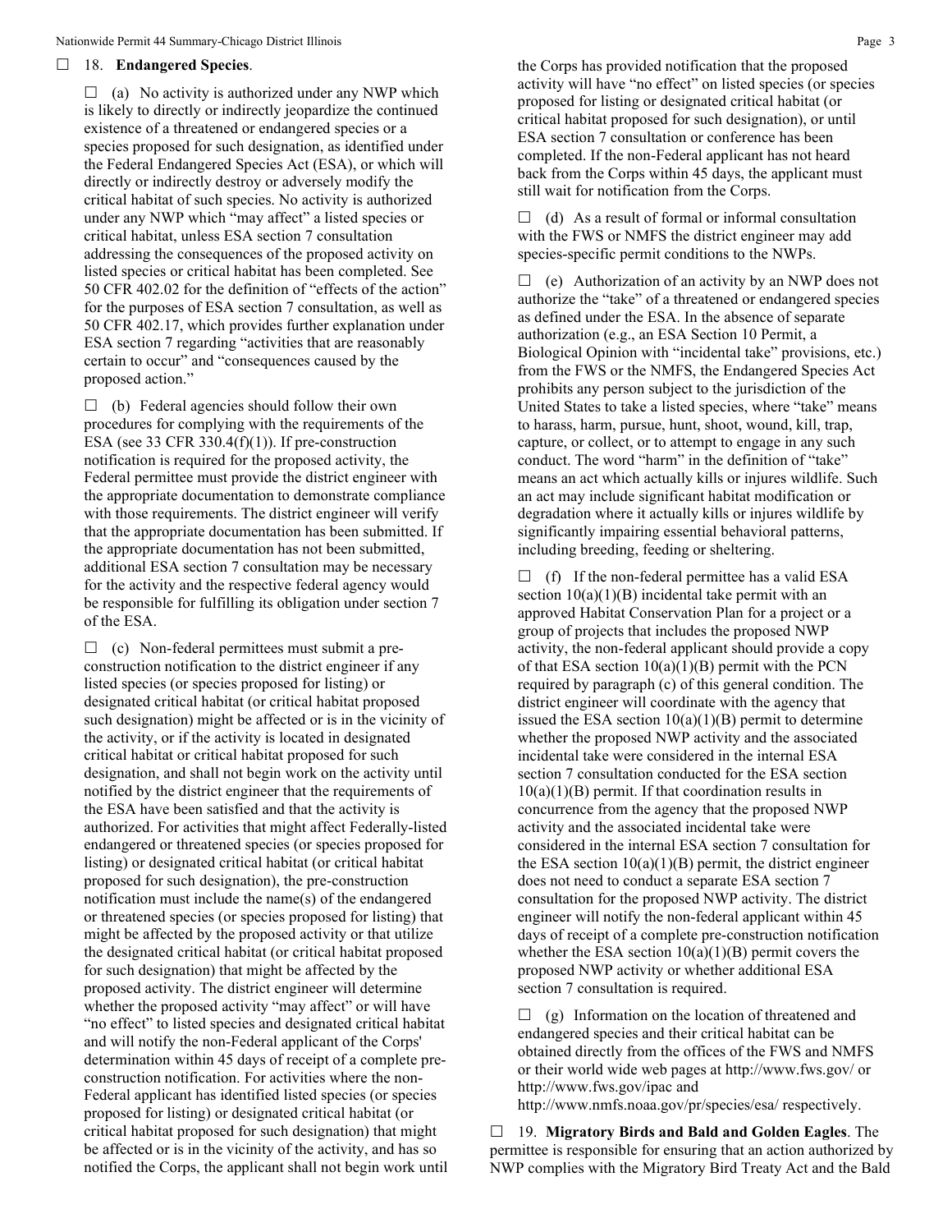☐ 18. **Endangered Species**.

☐ (a) No activity is authorized under any NWP which is likely to directly or indirectly jeopardize the continued existence of a threatened or endangered species or a species proposed for such designation, as identified under the Federal Endangered Species Act (ESA), or which will directly or indirectly destroy or adversely modify the critical habitat of such species. No activity is authorized under any NWP which "may affect" a listed species or critical habitat, unless ESA section 7 consultation addressing the consequences of the proposed activity on listed species or critical habitat has been completed. See 50 CFR 402.02 for the definition of "effects of the action" for the purposes of ESA section 7 consultation, as well as 50 CFR 402.17, which provides further explanation under ESA section 7 regarding "activities that are reasonably certain to occur" and "consequences caused by the proposed action."

☐ (b) Federal agencies should follow their own procedures for complying with the requirements of the ESA (see 33 CFR 330.4(f)(1)). If pre-construction notification is required for the proposed activity, the Federal permittee must provide the district engineer with the appropriate documentation to demonstrate compliance with those requirements. The district engineer will verify that the appropriate documentation has been submitted. If the appropriate documentation has not been submitted, additional ESA section 7 consultation may be necessary for the activity and the respective federal agency would be responsible for fulfilling its obligation under section 7 of the ESA.

☐ (c) Non-federal permittees must submit a pre-construction notification to the district engineer if any listed species (or species proposed for listing) or designated critical habitat (or critical habitat proposed such designation) might be affected or is in the vicinity of the activity, or if the activity is located in designated critical habitat or critical habitat proposed for such designation, and shall not begin work on the activity until notified by the district engineer that the requirements of the ESA have been satisfied and that the activity is authorized. For activities that might affect Federally-listed endangered or threatened species (or species proposed for listing) or designated critical habitat (or critical habitat proposed for such designation), the pre-construction notification must include the name(s) of the endangered or threatened species (or species proposed for listing) that might be affected by the proposed activity or that utilize the designated critical habitat (or critical habitat proposed for such designation) that might be affected by the proposed activity. The district engineer will determine whether the proposed activity "may affect" or will have "no effect" to listed species and designated critical habitat and will notify the non-Federal applicant of the Corps' determination within 45 days of receipt of a complete pre-construction notification. For activities where the non-Federal applicant has identified listed species (or species proposed for listing) or designated critical habitat (or critical habitat proposed for such designation) that might be affected or is in the vicinity of the activity, and has so notified the Corps, the applicant shall not begin work until the Corps has provided notification that the proposed activity will have "no effect" on listed species (or species proposed for listing or designated critical habitat (or critical habitat proposed for such designation), or until ESA section 7 consultation or conference has been completed. If the non-Federal applicant has not heard back from the Corps within 45 days, the applicant must still wait for notification from the Corps.

☐ (d) As a result of formal or informal consultation with the FWS or NMFS the district engineer may add species-specific permit conditions to the NWPs.

☐ (e) Authorization of an activity by an NWP does not authorize the "take" of a threatened or endangered species as defined under the ESA. In the absence of separate authorization (e.g., an ESA Section 10 Permit, a Biological Opinion with "incidental take" provisions, etc.) from the FWS or the NMFS, the Endangered Species Act prohibits any person subject to the jurisdiction of the United States to take a listed species, where "take" means to harass, harm, pursue, hunt, shoot, wound, kill, trap, capture, or collect, or to attempt to engage in any such conduct. The word "harm" in the definition of "take" means an act which actually kills or injures wildlife. Such an act may include significant habitat modification or degradation where it actually kills or injures wildlife by significantly impairing essential behavioral patterns, including breeding, feeding or sheltering.

☐ (f) If the non-federal permittee has a valid ESA section 10(a)(1)(B) incidental take permit with an approved Habitat Conservation Plan for a project or a group of projects that includes the proposed NWP activity, the non-federal applicant should provide a copy of that ESA section 10(a)(1)(B) permit with the PCN required by paragraph (c) of this general condition. The district engineer will coordinate with the agency that issued the ESA section 10(a)(1)(B) permit to determine whether the proposed NWP activity and the associated incidental take were considered in the internal ESA section 7 consultation conducted for the ESA section 10(a)(1)(B) permit. If that coordination results in concurrence from the agency that the proposed NWP activity and the associated incidental take were considered in the internal ESA section 7 consultation for the ESA section 10(a)(1)(B) permit, the district engineer does not need to conduct a separate ESA section 7 consultation for the proposed NWP activity. The district engineer will notify the non-federal applicant within 45 days of receipt of a complete pre-construction notification whether the ESA section 10(a)(1)(B) permit covers the proposed NWP activity or whether additional ESA section 7 consultation is required.

☐ (g) Information on the location of threatened and endangered species and their critical habitat can be obtained directly from the offices of the FWS and NMFS or their world wide web pages at http://www.fws.gov/ or http://www.fws.gov/ipac and http://www.nmfs.noaa.gov/pr/species/esa/ respectively.

☐ 19. **Migratory Birds and Bald and Golden Eagles**. The permittee is responsible for ensuring that an action authorized by NWP complies with the Migratory Bird Treaty Act and the Bald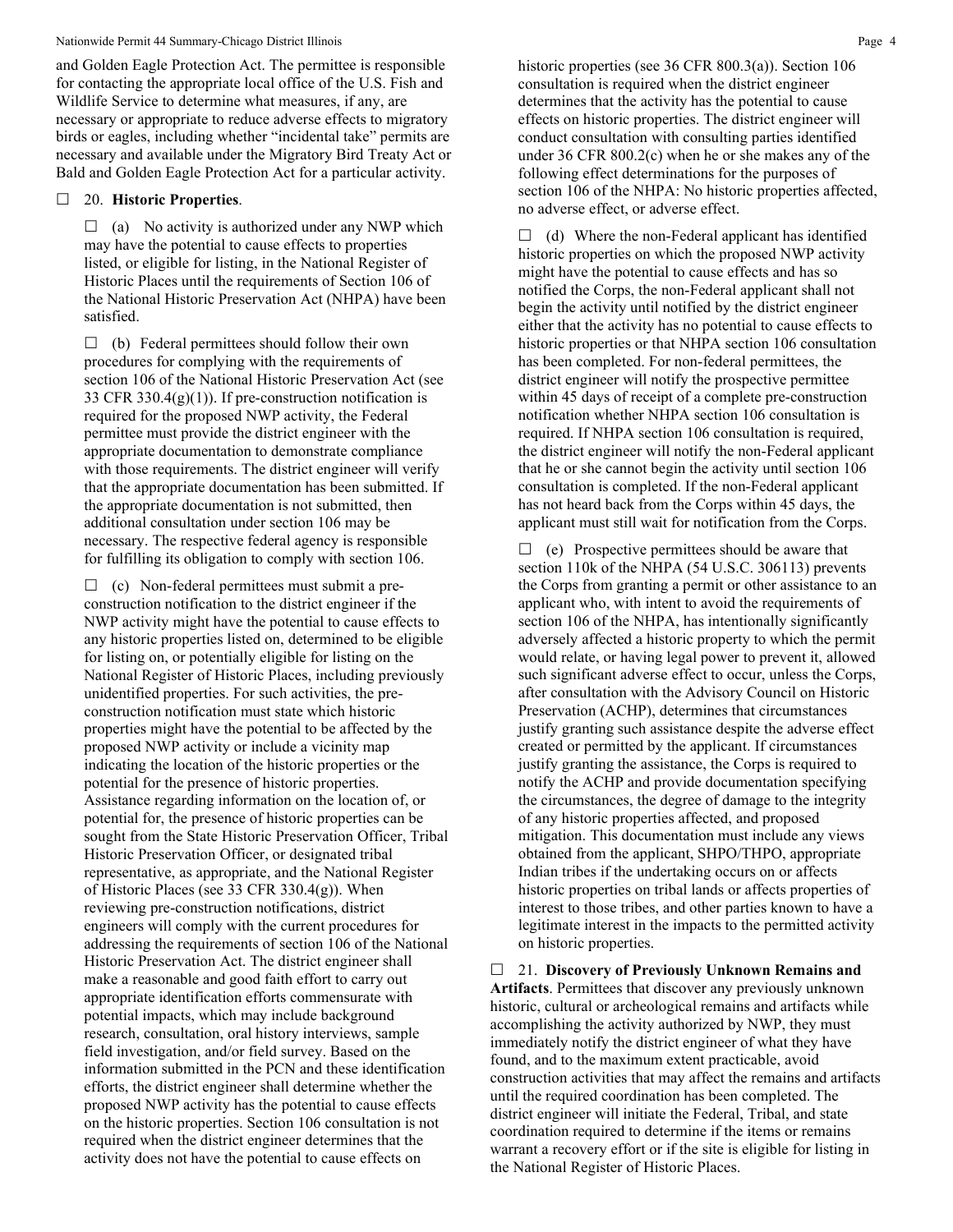and Golden Eagle Protection Act. The permittee is responsible for contacting the appropriate local office of the U.S. Fish and Wildlife Service to determine what measures, if any, are necessary or appropriate to reduce adverse effects to migratory birds or eagles, including whether "incidental take" permits are necessary and available under the Migratory Bird Treaty Act or Bald and Golden Eagle Protection Act for a particular activity.

☐ 20. **Historic Properties**.

☐ (a) No activity is authorized under any NWP which may have the potential to cause effects to properties listed, or eligible for listing, in the National Register of Historic Places until the requirements of Section 106 of the National Historic Preservation Act (NHPA) have been satisfied.

☐ (b) Federal permittees should follow their own procedures for complying with the requirements of section 106 of the National Historic Preservation Act (see 33 CFR 330.4(g)(1)). If pre-construction notification is required for the proposed NWP activity, the Federal permittee must provide the district engineer with the appropriate documentation to demonstrate compliance with those requirements. The district engineer will verify that the appropriate documentation has been submitted. If the appropriate documentation is not submitted, then additional consultation under section 106 may be necessary. The respective federal agency is responsible for fulfilling its obligation to comply with section 106.

☐ (c) Non-federal permittees must submit a pre-construction notification to the district engineer if the NWP activity might have the potential to cause effects to any historic properties listed on, determined to be eligible for listing on, or potentially eligible for listing on the National Register of Historic Places, including previously unidentified properties. For such activities, the pre-construction notification must state which historic properties might have the potential to be affected by the proposed NWP activity or include a vicinity map indicating the location of the historic properties or the potential for the presence of historic properties. Assistance regarding information on the location of, or potential for, the presence of historic properties can be sought from the State Historic Preservation Officer, Tribal Historic Preservation Officer, or designated tribal representative, as appropriate, and the National Register of Historic Places (see 33 CFR 330.4(g)). When reviewing pre-construction notifications, district engineers will comply with the current procedures for addressing the requirements of section 106 of the National Historic Preservation Act. The district engineer shall make a reasonable and good faith effort to carry out appropriate identification efforts commensurate with potential impacts, which may include background research, consultation, oral history interviews, sample field investigation, and/or field survey. Based on the information submitted in the PCN and these identification efforts, the district engineer shall determine whether the proposed NWP activity has the potential to cause effects on the historic properties. Section 106 consultation is not required when the district engineer determines that the activity does not have the potential to cause effects on historic properties (see 36 CFR 800.3(a)). Section 106 consultation is required when the district engineer determines that the activity has the potential to cause effects on historic properties. The district engineer will conduct consultation with consulting parties identified under 36 CFR 800.2(c) when he or she makes any of the following effect determinations for the purposes of section 106 of the NHPA: No historic properties affected, no adverse effect, or adverse effect.

☐ (d) Where the non-Federal applicant has identified historic properties on which the proposed NWP activity might have the potential to cause effects and has so notified the Corps, the non-Federal applicant shall not begin the activity until notified by the district engineer either that the activity has no potential to cause effects to historic properties or that NHPA section 106 consultation has been completed. For non-federal permittees, the district engineer will notify the prospective permittee within 45 days of receipt of a complete pre-construction notification whether NHPA section 106 consultation is required. If NHPA section 106 consultation is required, the district engineer will notify the non-Federal applicant that he or she cannot begin the activity until section 106 consultation is completed. If the non-Federal applicant has not heard back from the Corps within 45 days, the applicant must still wait for notification from the Corps.

☐ (e) Prospective permittees should be aware that section 110k of the NHPA (54 U.S.C. 306113) prevents the Corps from granting a permit or other assistance to an applicant who, with intent to avoid the requirements of section 106 of the NHPA, has intentionally significantly adversely affected a historic property to which the permit would relate, or having legal power to prevent it, allowed such significant adverse effect to occur, unless the Corps, after consultation with the Advisory Council on Historic Preservation (ACHP), determines that circumstances justify granting such assistance despite the adverse effect created or permitted by the applicant. If circumstances justify granting the assistance, the Corps is required to notify the ACHP and provide documentation specifying the circumstances, the degree of damage to the integrity of any historic properties affected, and proposed mitigation. This documentation must include any views obtained from the applicant, SHPO/THPO, appropriate Indian tribes if the undertaking occurs on or affects historic properties on tribal lands or affects properties of interest to those tribes, and other parties known to have a legitimate interest in the impacts to the permitted activity on historic properties.

☐ 21. **Discovery of Previously Unknown Remains and Artifacts**. Permittees that discover any previously unknown historic, cultural or archeological remains and artifacts while accomplishing the activity authorized by NWP, they must immediately notify the district engineer of what they have found, and to the maximum extent practicable, avoid construction activities that may affect the remains and artifacts until the required coordination has been completed. The district engineer will initiate the Federal, Tribal, and state coordination required to determine if the items or remains warrant a recovery effort or if the site is eligible for listing in the National Register of Historic Places.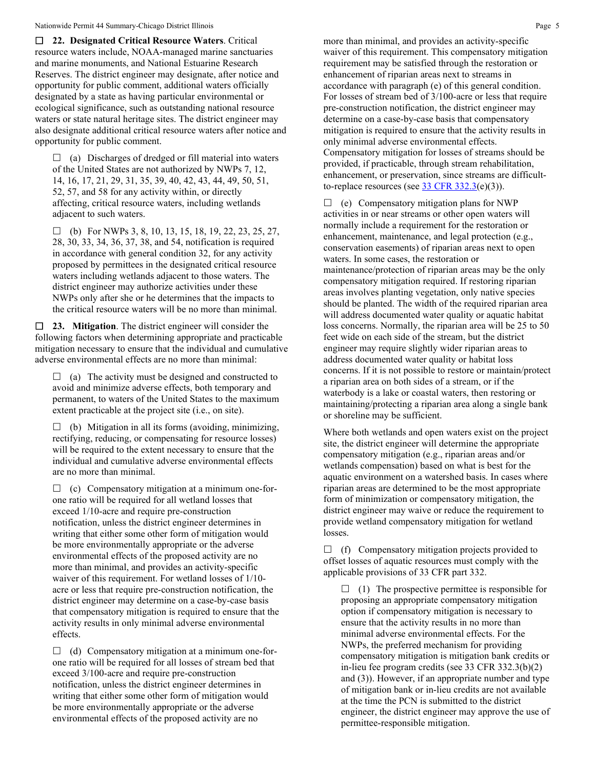☐ **22. Designated Critical Resource Waters**. Critical resource waters include, NOAA-managed marine sanctuaries and marine monuments, and National Estuarine Research Reserves. The district engineer may designate, after notice and opportunity for public comment, additional waters officially designated by a state as having particular environmental or ecological significance, such as outstanding national resource waters or state natural heritage sites. The district engineer may also designate additional critical resource waters after notice and opportunity for public comment.

☐ (a) Discharges of dredged or fill material into waters of the United States are not authorized by NWPs 7, 12, 14, 16, 17, 21, 29, 31, 35, 39, 40, 42, 43, 44, 49, 50, 51, 52, 57, and 58 for any activity within, or directly affecting, critical resource waters, including wetlands adjacent to such waters.

☐ (b) For NWPs 3, 8, 10, 13, 15, 18, 19, 22, 23, 25, 27, 28, 30, 33, 34, 36, 37, 38, and 54, notification is required in accordance with general condition 32, for any activity proposed by permittees in the designated critical resource waters including wetlands adjacent to those waters. The district engineer may authorize activities under these NWPs only after she or he determines that the impacts to the critical resource waters will be no more than minimal.

☐ **23. Mitigation**. The district engineer will consider the following factors when determining appropriate and practicable mitigation necessary to ensure that the individual and cumulative adverse environmental effects are no more than minimal:

☐ (a) The activity must be designed and constructed to avoid and minimize adverse effects, both temporary and permanent, to waters of the United States to the maximum extent practicable at the project site (i.e., on site).

☐ (b) Mitigation in all its forms (avoiding, minimizing, rectifying, reducing, or compensating for resource losses) will be required to the extent necessary to ensure that the individual and cumulative adverse environmental effects are no more than minimal.

☐ (c) Compensatory mitigation at a minimum one-for-one ratio will be required for all wetland losses that exceed 1/10-acre and require pre-construction notification, unless the district engineer determines in writing that either some other form of mitigation would be more environmentally appropriate or the adverse environmental effects of the proposed activity are no more than minimal, and provides an activity-specific waiver of this requirement. For wetland losses of 1/10-acre or less that require pre-construction notification, the district engineer may determine on a case-by-case basis that compensatory mitigation is required to ensure that the activity results in only minimal adverse environmental effects.

☐ (d) Compensatory mitigation at a minimum one-for-one ratio will be required for all losses of stream bed that exceed 3/100-acre and require pre-construction notification, unless the district engineer determines in writing that either some other form of mitigation would be more environmentally appropriate or the adverse environmental effects of the proposed activity are no more than minimal, and provides an activity-specific waiver of this requirement. This compensatory mitigation requirement may be satisfied through the restoration or enhancement of riparian areas next to streams in accordance with paragraph (e) of this general condition. For losses of stream bed of 3/100-acre or less that require pre-construction notification, the district engineer may determine on a case-by-case basis that compensatory mitigation is required to ensure that the activity results in only minimal adverse environmental effects. Compensatory mitigation for losses of streams should be provided, if practicable, through stream rehabilitation, enhancement, or preservation, since streams are difficult-to-replace resources (see 33 CFR 332.3(e)(3)).

☐ (e) Compensatory mitigation plans for NWP activities in or near streams or other open waters will normally include a requirement for the restoration or enhancement, maintenance, and legal protection (e.g., conservation easements) of riparian areas next to open waters. In some cases, the restoration or maintenance/protection of riparian areas may be the only compensatory mitigation required. If restoring riparian areas involves planting vegetation, only native species should be planted. The width of the required riparian area will address documented water quality or aquatic habitat loss concerns. Normally, the riparian area will be 25 to 50 feet wide on each side of the stream, but the district engineer may require slightly wider riparian areas to address documented water quality or habitat loss concerns. If it is not possible to restore or maintain/protect a riparian area on both sides of a stream, or if the waterbody is a lake or coastal waters, then restoring or maintaining/protecting a riparian area along a single bank or shoreline may be sufficient.

Where both wetlands and open waters exist on the project site, the district engineer will determine the appropriate compensatory mitigation (e.g., riparian areas and/or wetlands compensation) based on what is best for the aquatic environment on a watershed basis. In cases where riparian areas are determined to be the most appropriate form of minimization or compensatory mitigation, the district engineer may waive or reduce the requirement to provide wetland compensatory mitigation for wetland losses.

☐ (f) Compensatory mitigation projects provided to offset losses of aquatic resources must comply with the applicable provisions of 33 CFR part 332.

☐ (1) The prospective permittee is responsible for proposing an appropriate compensatory mitigation option if compensatory mitigation is necessary to ensure that the activity results in no more than minimal adverse environmental effects. For the NWPs, the preferred mechanism for providing compensatory mitigation is mitigation bank credits or in-lieu fee program credits (see 33 CFR 332.3(b)(2) and (3)). However, if an appropriate number and type of mitigation bank or in-lieu credits are not available at the time the PCN is submitted to the district engineer, the district engineer may approve the use of permittee-responsible mitigation.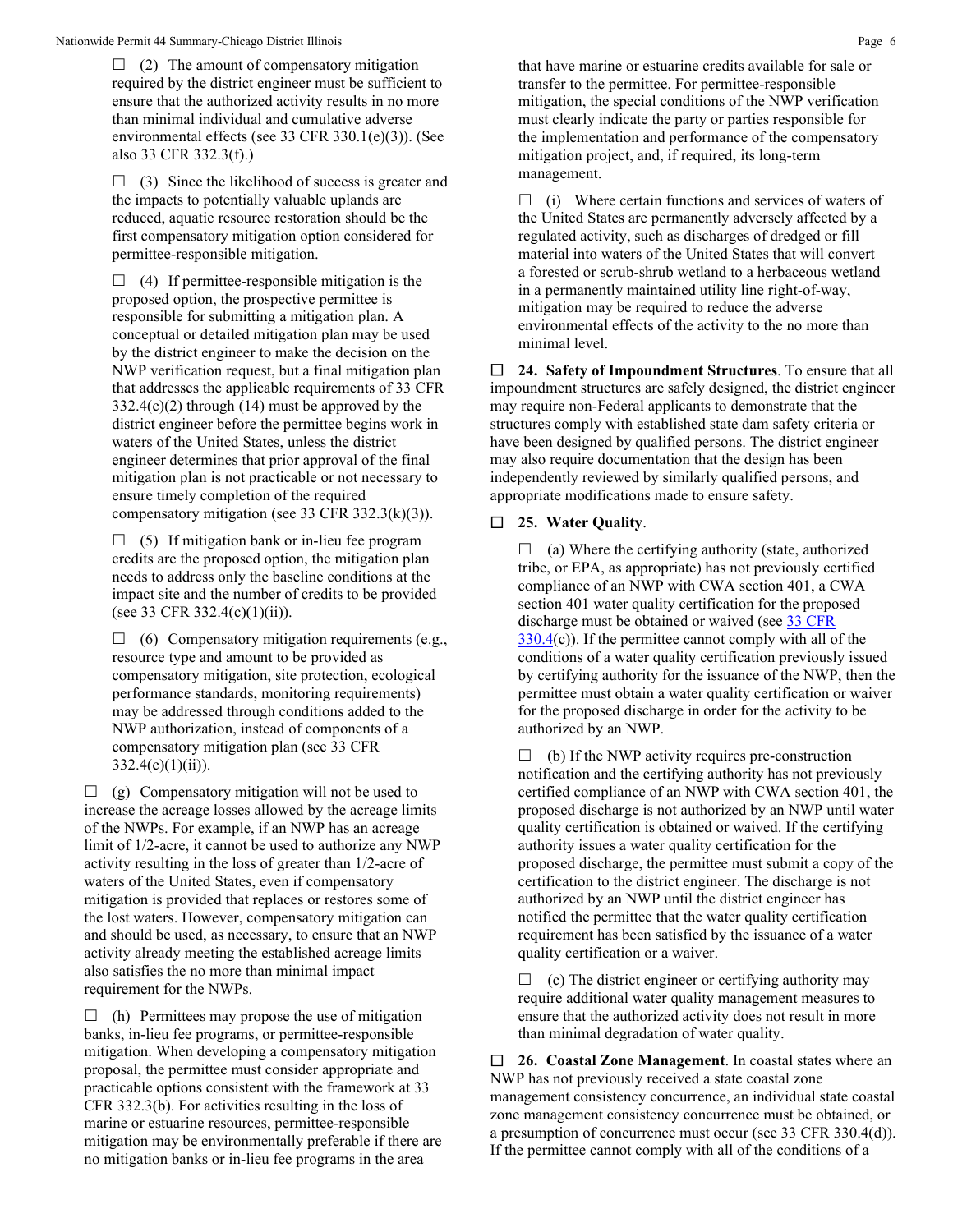☐ (2) The amount of compensatory mitigation required by the district engineer must be sufficient to ensure that the authorized activity results in no more than minimal individual and cumulative adverse environmental effects (see 33 CFR 330.1(e)(3)). (See also 33 CFR 332.3(f).)

☐ (3) Since the likelihood of success is greater and the impacts to potentially valuable uplands are reduced, aquatic resource restoration should be the first compensatory mitigation option considered for permittee-responsible mitigation.

☐ (4) If permittee-responsible mitigation is the proposed option, the prospective permittee is responsible for submitting a mitigation plan. A conceptual or detailed mitigation plan may be used by the district engineer to make the decision on the NWP verification request, but a final mitigation plan that addresses the applicable requirements of 33 CFR 332.4(c)(2) through (14) must be approved by the district engineer before the permittee begins work in waters of the United States, unless the district engineer determines that prior approval of the final mitigation plan is not practicable or not necessary to ensure timely completion of the required compensatory mitigation (see 33 CFR 332.3(k)(3)).

☐ (5) If mitigation bank or in-lieu fee program credits are the proposed option, the mitigation plan needs to address only the baseline conditions at the impact site and the number of credits to be provided (see 33 CFR 332.4(c)(1)(ii)).

☐ (6) Compensatory mitigation requirements (e.g., resource type and amount to be provided as compensatory mitigation, site protection, ecological performance standards, monitoring requirements) may be addressed through conditions added to the NWP authorization, instead of components of a compensatory mitigation plan (see 33 CFR 332.4(c)(1)(ii)).

☐ (g) Compensatory mitigation will not be used to increase the acreage losses allowed by the acreage limits of the NWPs. For example, if an NWP has an acreage limit of 1/2-acre, it cannot be used to authorize any NWP activity resulting in the loss of greater than 1/2-acre of waters of the United States, even if compensatory mitigation is provided that replaces or restores some of the lost waters. However, compensatory mitigation can and should be used, as necessary, to ensure that an NWP activity already meeting the established acreage limits also satisfies the no more than minimal impact requirement for the NWPs.

☐ (h) Permittees may propose the use of mitigation banks, in-lieu fee programs, or permittee-responsible mitigation. When developing a compensatory mitigation proposal, the permittee must consider appropriate and practicable options consistent with the framework at 33 CFR 332.3(b). For activities resulting in the loss of marine or estuarine resources, permittee-responsible mitigation may be environmentally preferable if there are no mitigation banks or in-lieu fee programs in the area that have marine or estuarine credits available for sale or transfer to the permittee. For permittee-responsible mitigation, the special conditions of the NWP verification must clearly indicate the party or parties responsible for the implementation and performance of the compensatory mitigation project, and, if required, its long-term management.

☐ (i) Where certain functions and services of waters of the United States are permanently adversely affected by a regulated activity, such as discharges of dredged or fill material into waters of the United States that will convert a forested or scrub-shrub wetland to a herbaceous wetland in a permanently maintained utility line right-of-way, mitigation may be required to reduce the adverse environmental effects of the activity to the no more than minimal level.

☐ **24. Safety of Impoundment Structures**. To ensure that all impoundment structures are safely designed, the district engineer may require non-Federal applicants to demonstrate that the structures comply with established state dam safety criteria or have been designed by qualified persons. The district engineer may also require documentation that the design has been independently reviewed by similarly qualified persons, and appropriate modifications made to ensure safety.

☐ **25. Water Quality**.

☐ (a) Where the certifying authority (state, authorized tribe, or EPA, as appropriate) has not previously certified compliance of an NWP with CWA section 401, a CWA section 401 water quality certification for the proposed discharge must be obtained or waived (see 33 CFR 330.4(c)). If the permittee cannot comply with all of the conditions of a water quality certification previously issued by certifying authority for the issuance of the NWP, then the permittee must obtain a water quality certification or waiver for the proposed discharge in order for the activity to be authorized by an NWP.

☐ (b) If the NWP activity requires pre-construction notification and the certifying authority has not previously certified compliance of an NWP with CWA section 401, the proposed discharge is not authorized by an NWP until water quality certification is obtained or waived. If the certifying authority issues a water quality certification for the proposed discharge, the permittee must submit a copy of the certification to the district engineer. The discharge is not authorized by an NWP until the district engineer has notified the permittee that the water quality certification requirement has been satisfied by the issuance of a water quality certification or a waiver.

☐ (c) The district engineer or certifying authority may require additional water quality management measures to ensure that the authorized activity does not result in more than minimal degradation of water quality.

☐ **26. Coastal Zone Management**. In coastal states where an NWP has not previously received a state coastal zone management consistency concurrence, an individual state coastal zone management consistency concurrence must be obtained, or a presumption of concurrence must occur (see 33 CFR 330.4(d)). If the permittee cannot comply with all of the conditions of a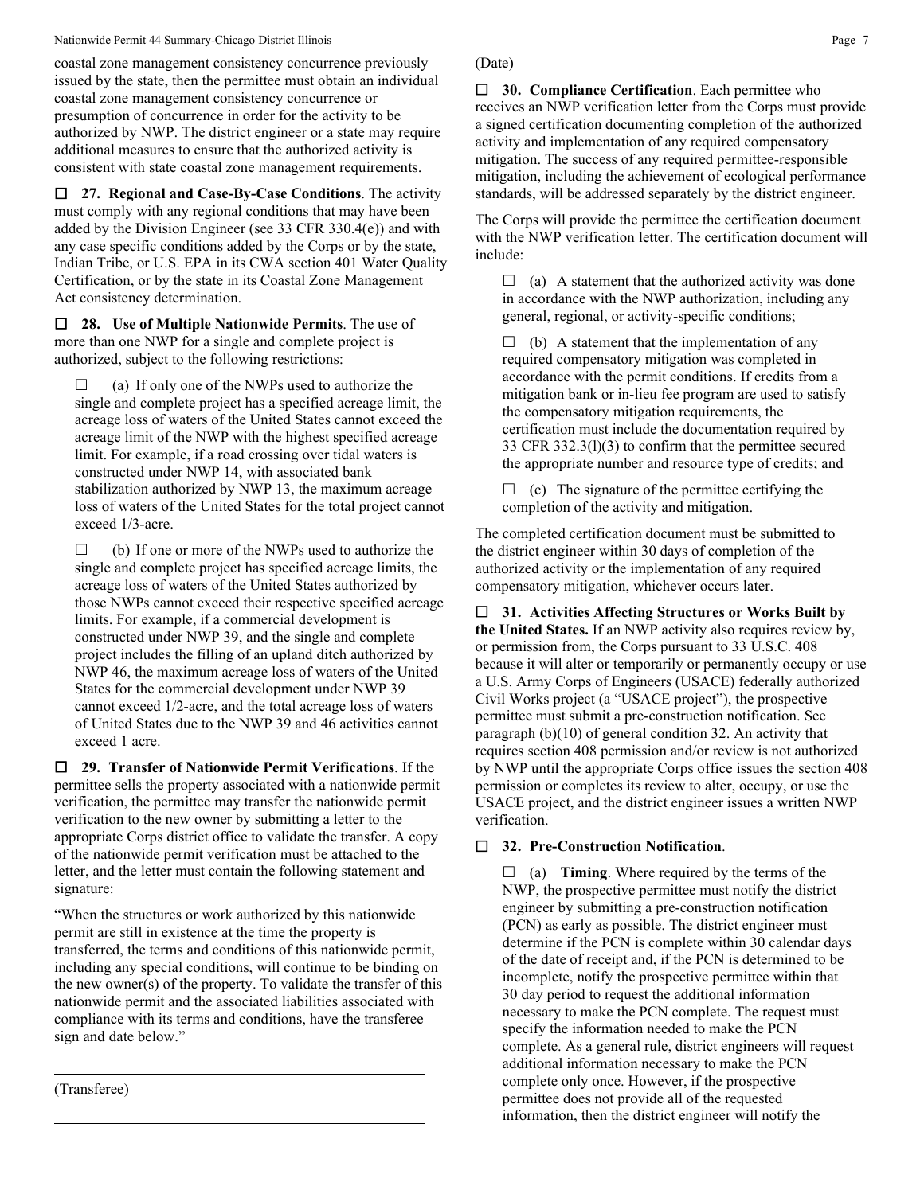coastal zone management consistency concurrence previously issued by the state, then the permittee must obtain an individual coastal zone management consistency concurrence or presumption of concurrence in order for the activity to be authorized by NWP. The district engineer or a state may require additional measures to ensure that the authorized activity is consistent with state coastal zone management requirements.

☐ **27. Regional and Case-By-Case Conditions**. The activity must comply with any regional conditions that may have been added by the Division Engineer (see 33 CFR 330.4(e)) and with any case specific conditions added by the Corps or by the state, Indian Tribe, or U.S. EPA in its CWA section 401 Water Quality Certification, or by the state in its Coastal Zone Management Act consistency determination.

☐ **28. Use of Multiple Nationwide Permits**. The use of more than one NWP for a single and complete project is authorized, subject to the following restrictions:

☐ (a) If only one of the NWPs used to authorize the single and complete project has a specified acreage limit, the acreage loss of waters of the United States cannot exceed the acreage limit of the NWP with the highest specified acreage limit. For example, if a road crossing over tidal waters is constructed under NWP 14, with associated bank stabilization authorized by NWP 13, the maximum acreage loss of waters of the United States for the total project cannot exceed 1/3-acre.

☐ (b) If one or more of the NWPs used to authorize the single and complete project has specified acreage limits, the acreage loss of waters of the United States authorized by those NWPs cannot exceed their respective specified acreage limits. For example, if a commercial development is constructed under NWP 39, and the single and complete project includes the filling of an upland ditch authorized by NWP 46, the maximum acreage loss of waters of the United States for the commercial development under NWP 39 cannot exceed 1/2-acre, and the total acreage loss of waters of United States due to the NWP 39 and 46 activities cannot exceed 1 acre.

☐ **29. Transfer of Nationwide Permit Verifications**. If the permittee sells the property associated with a nationwide permit verification, the permittee may transfer the nationwide permit verification to the new owner by submitting a letter to the appropriate Corps district office to validate the transfer. A copy of the nationwide permit verification must be attached to the letter, and the letter must contain the following statement and signature:

"When the structures or work authorized by this nationwide permit are still in existence at the time the property is transferred, the terms and conditions of this nationwide permit, including any special conditions, will continue to be binding on the new owner(s) of the property. To validate the transfer of this nationwide permit and the associated liabilities associated with compliance with its terms and conditions, have the transferee sign and date below."

\_\_\_\_\_\_\_\_\_\_\_\_\_\_\_\_\_\_\_\_\_\_\_\_\_\_\_\_\_\_\_\_\_\_\_\_\_\_\_\_

(Transferee)

\_\_\_\_\_\_\_\_\_\_\_\_\_\_\_\_\_\_\_\_\_\_\_\_\_\_\_\_\_\_\_\_\_\_\_\_\_\_\_\_

(Date)

☐ **30. Compliance Certification**. Each permittee who receives an NWP verification letter from the Corps must provide a signed certification documenting completion of the authorized activity and implementation of any required compensatory mitigation. The success of any required permittee-responsible mitigation, including the achievement of ecological performance standards, will be addressed separately by the district engineer.

The Corps will provide the permittee the certification document with the NWP verification letter. The certification document will include:

☐ (a) A statement that the authorized activity was done in accordance with the NWP authorization, including any general, regional, or activity-specific conditions;

☐ (b) A statement that the implementation of any required compensatory mitigation was completed in accordance with the permit conditions. If credits from a mitigation bank or in-lieu fee program are used to satisfy the compensatory mitigation requirements, the certification must include the documentation required by 33 CFR 332.3(l)(3) to confirm that the permittee secured the appropriate number and resource type of credits; and

☐ (c) The signature of the permittee certifying the completion of the activity and mitigation.

The completed certification document must be submitted to the district engineer within 30 days of completion of the authorized activity or the implementation of any required compensatory mitigation, whichever occurs later.

☐ **31. Activities Affecting Structures or Works Built by the United States.** If an NWP activity also requires review by, or permission from, the Corps pursuant to 33 U.S.C. 408 because it will alter or temporarily or permanently occupy or use a U.S. Army Corps of Engineers (USACE) federally authorized Civil Works project (a "USACE project"), the prospective permittee must submit a pre-construction notification. See paragraph (b)(10) of general condition 32. An activity that requires section 408 permission and/or review is not authorized by NWP until the appropriate Corps office issues the section 408 permission or completes its review to alter, occupy, or use the USACE project, and the district engineer issues a written NWP verification.

☐ **32. Pre-Construction Notification**.

☐ (a) **Timing**. Where required by the terms of the NWP, the prospective permittee must notify the district engineer by submitting a pre-construction notification (PCN) as early as possible. The district engineer must determine if the PCN is complete within 30 calendar days of the date of receipt and, if the PCN is determined to be incomplete, notify the prospective permittee within that 30 day period to request the additional information necessary to make the PCN complete. The request must specify the information needed to make the PCN complete. As a general rule, district engineers will request additional information necessary to make the PCN complete only once. However, if the prospective permittee does not provide all of the requested information, then the district engineer will notify the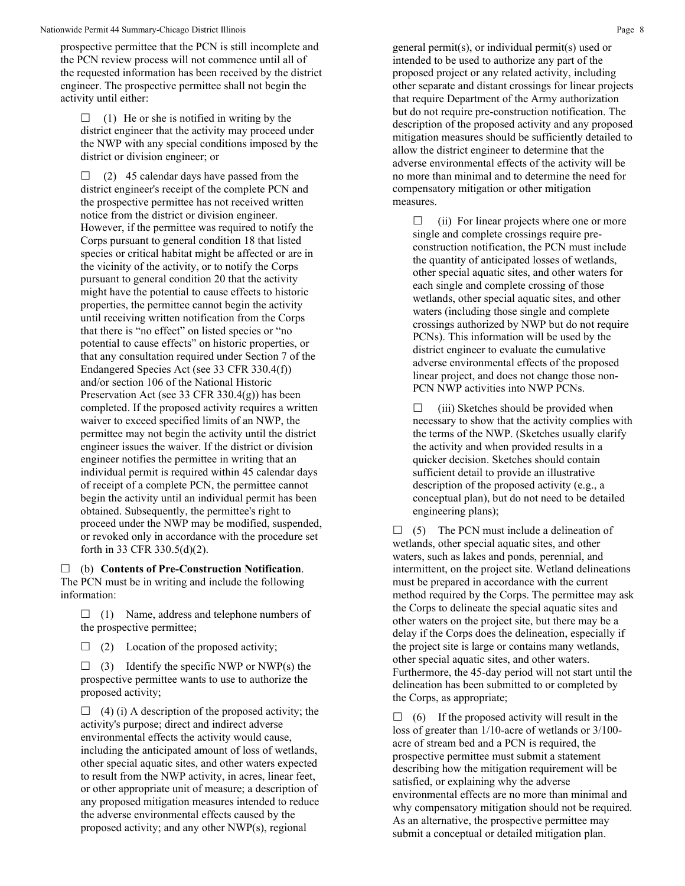prospective permittee that the PCN is still incomplete and the PCN review process will not commence until all of the requested information has been received by the district engineer. The prospective permittee shall not begin the activity until either:

☐ (1) He or she is notified in writing by the district engineer that the activity may proceed under the NWP with any special conditions imposed by the district or division engineer; or

☐ (2) 45 calendar days have passed from the district engineer's receipt of the complete PCN and the prospective permittee has not received written notice from the district or division engineer. However, if the permittee was required to notify the Corps pursuant to general condition 18 that listed species or critical habitat might be affected or are in the vicinity of the activity, or to notify the Corps pursuant to general condition 20 that the activity might have the potential to cause effects to historic properties, the permittee cannot begin the activity until receiving written notification from the Corps that there is "no effect" on listed species or "no potential to cause effects" on historic properties, or that any consultation required under Section 7 of the Endangered Species Act (see 33 CFR 330.4(f)) and/or section 106 of the National Historic Preservation Act (see 33 CFR 330.4(g)) has been completed. If the proposed activity requires a written waiver to exceed specified limits of an NWP, the permittee may not begin the activity until the district engineer issues the waiver. If the district or division engineer notifies the permittee in writing that an individual permit is required within 45 calendar days of receipt of a complete PCN, the permittee cannot begin the activity until an individual permit has been obtained. Subsequently, the permittee's right to proceed under the NWP may be modified, suspended, or revoked only in accordance with the procedure set forth in 33 CFR 330.5(d)(2).

☐ (b) **Contents of Pre-Construction Notification**. The PCN must be in writing and include the following information:

☐ (1) Name, address and telephone numbers of the prospective permittee;

☐ (2) Location of the proposed activity;

☐ (3) Identify the specific NWP or NWP(s) the prospective permittee wants to use to authorize the proposed activity;

☐ (4) (i) A description of the proposed activity; the activity's purpose; direct and indirect adverse environmental effects the activity would cause, including the anticipated amount of loss of wetlands, other special aquatic sites, and other waters expected to result from the NWP activity, in acres, linear feet, or other appropriate unit of measure; a description of any proposed mitigation measures intended to reduce the adverse environmental effects caused by the proposed activity; and any other NWP(s), regional general permit(s), or individual permit(s) used or intended to be used to authorize any part of the proposed project or any related activity, including other separate and distant crossings for linear projects that require Department of the Army authorization but do not require pre-construction notification. The description of the proposed activity and any proposed mitigation measures should be sufficiently detailed to allow the district engineer to determine that the adverse environmental effects of the activity will be no more than minimal and to determine the need for compensatory mitigation or other mitigation measures.

☐ (ii) For linear projects where one or more single and complete crossings require pre-construction notification, the PCN must include the quantity of anticipated losses of wetlands, other special aquatic sites, and other waters for each single and complete crossing of those wetlands, other special aquatic sites, and other waters (including those single and complete crossings authorized by NWP but do not require PCNs). This information will be used by the district engineer to evaluate the cumulative adverse environmental effects of the proposed linear project, and does not change those non-PCN NWP activities into NWP PCNs.

☐ (iii) Sketches should be provided when necessary to show that the activity complies with the terms of the NWP. (Sketches usually clarify the activity and when provided results in a quicker decision. Sketches should contain sufficient detail to provide an illustrative description of the proposed activity (e.g., a conceptual plan), but do not need to be detailed engineering plans);

☐ (5) The PCN must include a delineation of wetlands, other special aquatic sites, and other waters, such as lakes and ponds, perennial, and intermittent, on the project site. Wetland delineations must be prepared in accordance with the current method required by the Corps. The permittee may ask the Corps to delineate the special aquatic sites and other waters on the project site, but there may be a delay if the Corps does the delineation, especially if the project site is large or contains many wetlands, other special aquatic sites, and other waters. Furthermore, the 45-day period will not start until the delineation has been submitted to or completed by the Corps, as appropriate;

☐ (6) If the proposed activity will result in the loss of greater than 1/10-acre of wetlands or 3/100-acre of stream bed and a PCN is required, the prospective permittee must submit a statement describing how the mitigation requirement will be satisfied, or explaining why the adverse environmental effects are no more than minimal and why compensatory mitigation should not be required. As an alternative, the prospective permittee may submit a conceptual or detailed mitigation plan.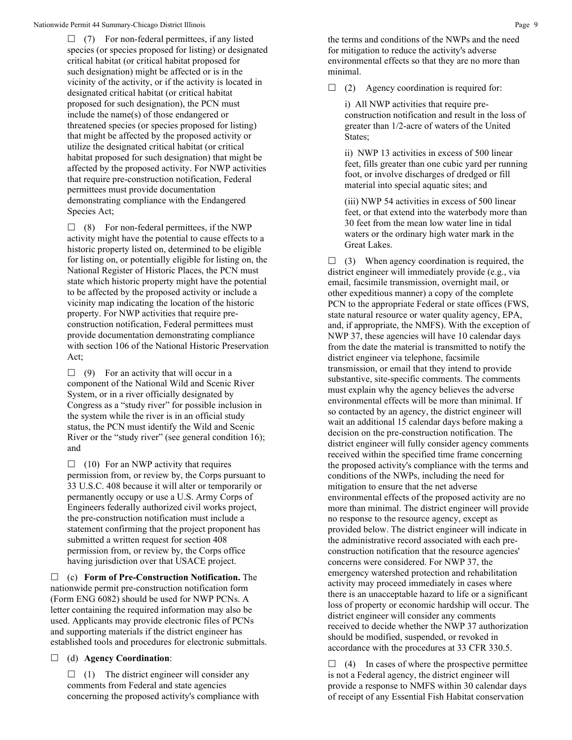☐ (7) For non-federal permittees, if any listed species (or species proposed for listing) or designated critical habitat (or critical habitat proposed for such designation) might be affected or is in the vicinity of the activity, or if the activity is located in designated critical habitat (or critical habitat proposed for such designation), the PCN must include the name(s) of those endangered or threatened species (or species proposed for listing) that might be affected by the proposed activity or utilize the designated critical habitat (or critical habitat proposed for such designation) that might be affected by the proposed activity. For NWP activities that require pre-construction notification, Federal permittees must provide documentation demonstrating compliance with the Endangered Species Act;

☐ (8) For non-federal permittees, if the NWP activity might have the potential to cause effects to a historic property listed on, determined to be eligible for listing on, or potentially eligible for listing on, the National Register of Historic Places, the PCN must state which historic property might have the potential to be affected by the proposed activity or include a vicinity map indicating the location of the historic property. For NWP activities that require pre-construction notification, Federal permittees must provide documentation demonstrating compliance with section 106 of the National Historic Preservation Act;

☐ (9) For an activity that will occur in a component of the National Wild and Scenic River System, or in a river officially designated by Congress as a "study river" for possible inclusion in the system while the river is in an official study status, the PCN must identify the Wild and Scenic River or the "study river" (see general condition 16); and

☐ (10) For an NWP activity that requires permission from, or review by, the Corps pursuant to 33 U.S.C. 408 because it will alter or temporarily or permanently occupy or use a U.S. Army Corps of Engineers federally authorized civil works project, the pre-construction notification must include a statement confirming that the project proponent has submitted a written request for section 408 permission from, or review by, the Corps office having jurisdiction over that USACE project.

☐ (c) **Form of Pre-Construction Notification.** The nationwide permit pre-construction notification form (Form ENG 6082) should be used for NWP PCNs. A letter containing the required information may also be used. Applicants may provide electronic files of PCNs and supporting materials if the district engineer has established tools and procedures for electronic submittals.

☐ (d) **Agency Coordination**:

☐ (1) The district engineer will consider any comments from Federal and state agencies concerning the proposed activity's compliance with the terms and conditions of the NWPs and the need for mitigation to reduce the activity's adverse environmental effects so that they are no more than minimal.

☐ (2) Agency coordination is required for:

i) All NWP activities that require pre-construction notification and result in the loss of greater than 1/2-acre of waters of the United States;

ii) NWP 13 activities in excess of 500 linear feet, fills greater than one cubic yard per running foot, or involve discharges of dredged or fill material into special aquatic sites; and

(iii) NWP 54 activities in excess of 500 linear feet, or that extend into the waterbody more than 30 feet from the mean low water line in tidal waters or the ordinary high water mark in the Great Lakes.

☐ (3) When agency coordination is required, the district engineer will immediately provide (e.g., via email, facsimile transmission, overnight mail, or other expeditious manner) a copy of the complete PCN to the appropriate Federal or state offices (FWS, state natural resource or water quality agency, EPA, and, if appropriate, the NMFS). With the exception of NWP 37, these agencies will have 10 calendar days from the date the material is transmitted to notify the district engineer via telephone, facsimile transmission, or email that they intend to provide substantive, site-specific comments. The comments must explain why the agency believes the adverse environmental effects will be more than minimal. If so contacted by an agency, the district engineer will wait an additional 15 calendar days before making a decision on the pre-construction notification. The district engineer will fully consider agency comments received within the specified time frame concerning the proposed activity's compliance with the terms and conditions of the NWPs, including the need for mitigation to ensure that the net adverse environmental effects of the proposed activity are no more than minimal. The district engineer will provide no response to the resource agency, except as provided below. The district engineer will indicate in the administrative record associated with each pre-construction notification that the resource agencies' concerns were considered. For NWP 37, the emergency watershed protection and rehabilitation activity may proceed immediately in cases where there is an unacceptable hazard to life or a significant loss of property or economic hardship will occur. The district engineer will consider any comments received to decide whether the NWP 37 authorization should be modified, suspended, or revoked in accordance with the procedures at 33 CFR 330.5.

☐ (4) In cases of where the prospective permittee is not a Federal agency, the district engineer will provide a response to NMFS within 30 calendar days of receipt of any Essential Fish Habitat conservation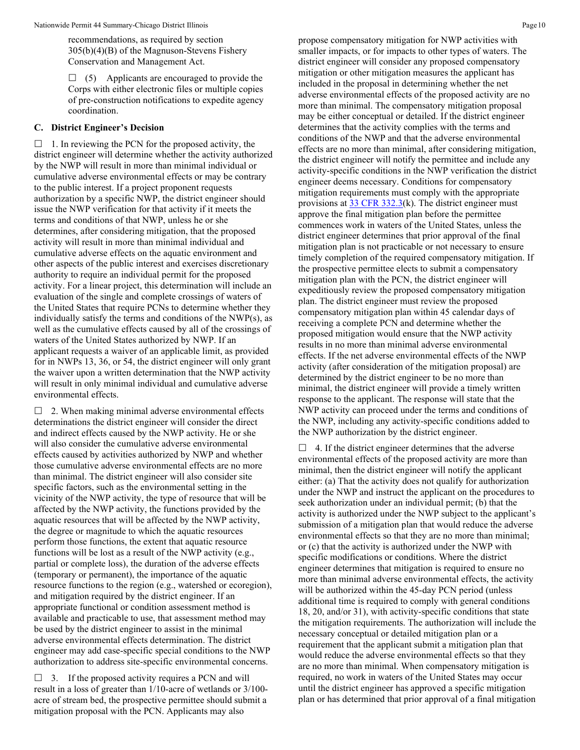recommendations, as required by section 305(b)(4)(B) of the Magnuson-Stevens Fishery Conservation and Management Act.

☐ (5) Applicants are encouraged to provide the Corps with either electronic files or multiple copies of pre-construction notifications to expedite agency coordination.

## C. District Engineer's Decision

☐ 1. In reviewing the PCN for the proposed activity, the district engineer will determine whether the activity authorized by the NWP will result in more than minimal individual or cumulative adverse environmental effects or may be contrary to the public interest. If a project proponent requests authorization by a specific NWP, the district engineer should issue the NWP verification for that activity if it meets the terms and conditions of that NWP, unless he or she determines, after considering mitigation, that the proposed activity will result in more than minimal individual and cumulative adverse effects on the aquatic environment and other aspects of the public interest and exercises discretionary authority to require an individual permit for the proposed activity. For a linear project, this determination will include an evaluation of the single and complete crossings of waters of the United States that require PCNs to determine whether they individually satisfy the terms and conditions of the NWP(s), as well as the cumulative effects caused by all of the crossings of waters of the United States authorized by NWP. If an applicant requests a waiver of an applicable limit, as provided for in NWPs 13, 36, or 54, the district engineer will only grant the waiver upon a written determination that the NWP activity will result in only minimal individual and cumulative adverse environmental effects.

☐ 2. When making minimal adverse environmental effects determinations the district engineer will consider the direct and indirect effects caused by the NWP activity. He or she will also consider the cumulative adverse environmental effects caused by activities authorized by NWP and whether those cumulative adverse environmental effects are no more than minimal. The district engineer will also consider site specific factors, such as the environmental setting in the vicinity of the NWP activity, the type of resource that will be affected by the NWP activity, the functions provided by the aquatic resources that will be affected by the NWP activity, the degree or magnitude to which the aquatic resources perform those functions, the extent that aquatic resource functions will be lost as a result of the NWP activity (e.g., partial or complete loss), the duration of the adverse effects (temporary or permanent), the importance of the aquatic resource functions to the region (e.g., watershed or ecoregion), and mitigation required by the district engineer. If an appropriate functional or condition assessment method is available and practicable to use, that assessment method may be used by the district engineer to assist in the minimal adverse environmental effects determination. The district engineer may add case-specific special conditions to the NWP authorization to address site-specific environmental concerns.

☐ 3. If the proposed activity requires a PCN and will result in a loss of greater than 1/10-acre of wetlands or 3/100-acre of stream bed, the prospective permittee should submit a mitigation proposal with the PCN. Applicants may also propose compensatory mitigation for NWP activities with smaller impacts, or for impacts to other types of waters. The district engineer will consider any proposed compensatory mitigation or other mitigation measures the applicant has included in the proposal in determining whether the net adverse environmental effects of the proposed activity are no more than minimal. The compensatory mitigation proposal may be either conceptual or detailed. If the district engineer determines that the activity complies with the terms and conditions of the NWP and that the adverse environmental effects are no more than minimal, after considering mitigation, the district engineer will notify the permittee and include any activity-specific conditions in the NWP verification the district engineer deems necessary. Conditions for compensatory mitigation requirements must comply with the appropriate provisions at [33 CFR 332.3](k). The district engineer must approve the final mitigation plan before the permittee commences work in waters of the United States, unless the district engineer determines that prior approval of the final mitigation plan is not practicable or not necessary to ensure timely completion of the required compensatory mitigation. If the prospective permittee elects to submit a compensatory mitigation plan with the PCN, the district engineer will expeditiously review the proposed compensatory mitigation plan. The district engineer must review the proposed compensatory mitigation plan within 45 calendar days of receiving a complete PCN and determine whether the proposed mitigation would ensure that the NWP activity results in no more than minimal adverse environmental effects. If the net adverse environmental effects of the NWP activity (after consideration of the mitigation proposal) are determined by the district engineer to be no more than minimal, the district engineer will provide a timely written response to the applicant. The response will state that the NWP activity can proceed under the terms and conditions of the NWP, including any activity-specific conditions added to the NWP authorization by the district engineer.

☐ 4. If the district engineer determines that the adverse environmental effects of the proposed activity are more than minimal, then the district engineer will notify the applicant either: (a) That the activity does not qualify for authorization under the NWP and instruct the applicant on the procedures to seek authorization under an individual permit; (b) that the activity is authorized under the NWP subject to the applicant's submission of a mitigation plan that would reduce the adverse environmental effects so that they are no more than minimal; or (c) that the activity is authorized under the NWP with specific modifications or conditions. Where the district engineer determines that mitigation is required to ensure no more than minimal adverse environmental effects, the activity will be authorized within the 45-day PCN period (unless additional time is required to comply with general conditions 18, 20, and/or 31), with activity-specific conditions that state the mitigation requirements. The authorization will include the necessary conceptual or detailed mitigation plan or a requirement that the applicant submit a mitigation plan that would reduce the adverse environmental effects so that they are no more than minimal. When compensatory mitigation is required, no work in waters of the United States may occur until the district engineer has approved a specific mitigation plan or has determined that prior approval of a final mitigation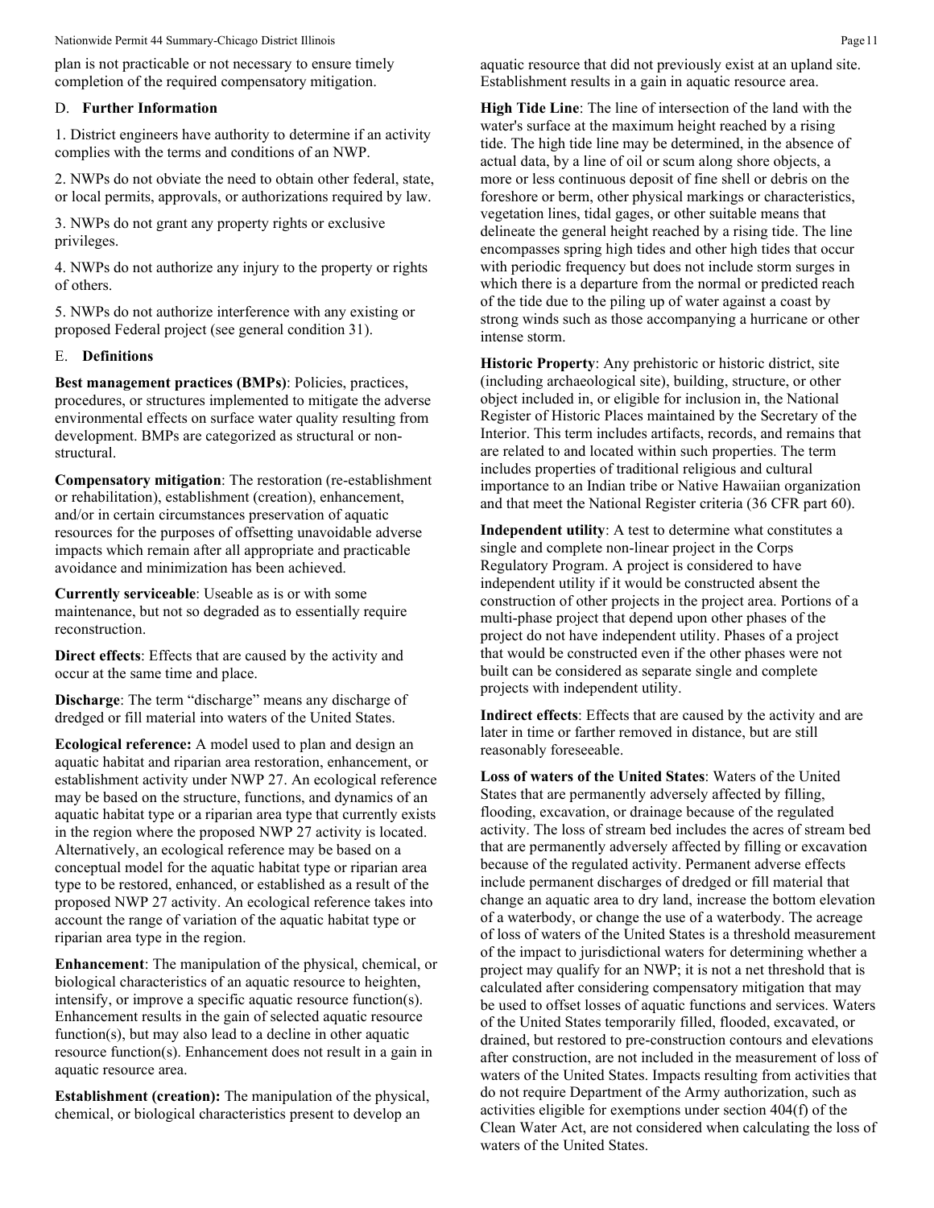plan is not practicable or not necessary to ensure timely completion of the required compensatory mitigation.

D. **Further Information**

1. District engineers have authority to determine if an activity complies with the terms and conditions of an NWP.

2. NWPs do not obviate the need to obtain other federal, state, or local permits, approvals, or authorizations required by law.

3. NWPs do not grant any property rights or exclusive privileges.

4. NWPs do not authorize any injury to the property or rights of others.

5. NWPs do not authorize interference with any existing or proposed Federal project (see general condition 31).

E. **Definitions**

**Best management practices (BMPs)**: Policies, practices, procedures, or structures implemented to mitigate the adverse environmental effects on surface water quality resulting from development. BMPs are categorized as structural or non-structural.

**Compensatory mitigation**: The restoration (re-establishment or rehabilitation), establishment (creation), enhancement, and/or in certain circumstances preservation of aquatic resources for the purposes of offsetting unavoidable adverse impacts which remain after all appropriate and practicable avoidance and minimization has been achieved.

**Currently serviceable**: Useable as is or with some maintenance, but not so degraded as to essentially require reconstruction.

**Direct effects**: Effects that are caused by the activity and occur at the same time and place.

**Discharge**: The term "discharge" means any discharge of dredged or fill material into waters of the United States.

**Ecological reference:** A model used to plan and design an aquatic habitat and riparian area restoration, enhancement, or establishment activity under NWP 27. An ecological reference may be based on the structure, functions, and dynamics of an aquatic habitat type or a riparian area type that currently exists in the region where the proposed NWP 27 activity is located. Alternatively, an ecological reference may be based on a conceptual model for the aquatic habitat type or riparian area type to be restored, enhanced, or established as a result of the proposed NWP 27 activity. An ecological reference takes into account the range of variation of the aquatic habitat type or riparian area type in the region.

**Enhancement**: The manipulation of the physical, chemical, or biological characteristics of an aquatic resource to heighten, intensify, or improve a specific aquatic resource function(s). Enhancement results in the gain of selected aquatic resource function(s), but may also lead to a decline in other aquatic resource function(s). Enhancement does not result in a gain in aquatic resource area.

**Establishment (creation):** The manipulation of the physical, chemical, or biological characteristics present to develop an aquatic resource that did not previously exist at an upland site. Establishment results in a gain in aquatic resource area.

**High Tide Line**: The line of intersection of the land with the water's surface at the maximum height reached by a rising tide. The high tide line may be determined, in the absence of actual data, by a line of oil or scum along shore objects, a more or less continuous deposit of fine shell or debris on the foreshore or berm, other physical markings or characteristics, vegetation lines, tidal gages, or other suitable means that delineate the general height reached by a rising tide. The line encompasses spring high tides and other high tides that occur with periodic frequency but does not include storm surges in which there is a departure from the normal or predicted reach of the tide due to the piling up of water against a coast by strong winds such as those accompanying a hurricane or other intense storm.

**Historic Property**: Any prehistoric or historic district, site (including archaeological site), building, structure, or other object included in, or eligible for inclusion in, the National Register of Historic Places maintained by the Secretary of the Interior. This term includes artifacts, records, and remains that are related to and located within such properties. The term includes properties of traditional religious and cultural importance to an Indian tribe or Native Hawaiian organization and that meet the National Register criteria (36 CFR part 60).

**Independent utility**: A test to determine what constitutes a single and complete non-linear project in the Corps Regulatory Program. A project is considered to have independent utility if it would be constructed absent the construction of other projects in the project area. Portions of a multi-phase project that depend upon other phases of the project do not have independent utility. Phases of a project that would be constructed even if the other phases were not built can be considered as separate single and complete projects with independent utility.

**Indirect effects**: Effects that are caused by the activity and are later in time or farther removed in distance, but are still reasonably foreseeable.

**Loss of waters of the United States**: Waters of the United States that are permanently adversely affected by filling, flooding, excavation, or drainage because of the regulated activity. The loss of stream bed includes the acres of stream bed that are permanently adversely affected by filling or excavation because of the regulated activity. Permanent adverse effects include permanent discharges of dredged or fill material that change an aquatic area to dry land, increase the bottom elevation of a waterbody, or change the use of a waterbody. The acreage of loss of waters of the United States is a threshold measurement of the impact to jurisdictional waters for determining whether a project may qualify for an NWP; it is not a net threshold that is calculated after considering compensatory mitigation that may be used to offset losses of aquatic functions and services. Waters of the United States temporarily filled, flooded, excavated, or drained, but restored to pre-construction contours and elevations after construction, are not included in the measurement of loss of waters of the United States. Impacts resulting from activities that do not require Department of the Army authorization, such as activities eligible for exemptions under section 404(f) of the Clean Water Act, are not considered when calculating the loss of waters of the United States.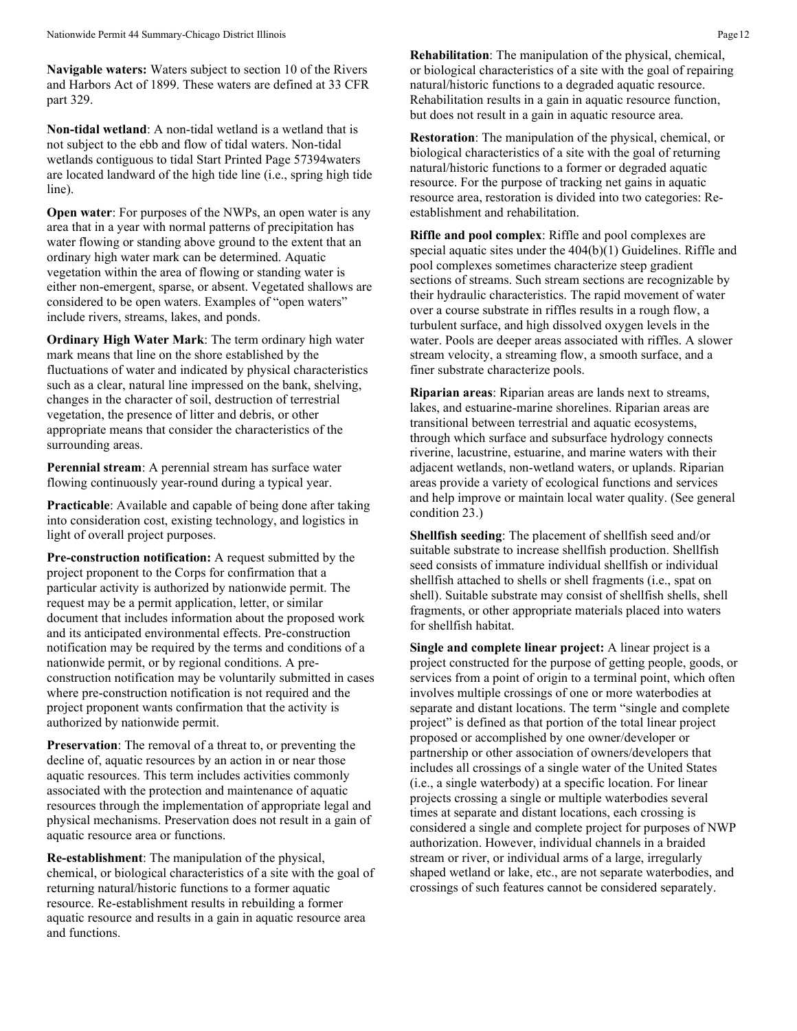**Navigable waters:** Waters subject to section 10 of the Rivers and Harbors Act of 1899. These waters are defined at 33 CFR part 329.

**Non-tidal wetland**: A non-tidal wetland is a wetland that is not subject to the ebb and flow of tidal waters. Non-tidal wetlands contiguous to tidal Start Printed Page 57394waters are located landward of the high tide line (i.e., spring high tide line).

**Open water**: For purposes of the NWPs, an open water is any area that in a year with normal patterns of precipitation has water flowing or standing above ground to the extent that an ordinary high water mark can be determined. Aquatic vegetation within the area of flowing or standing water is either non-emergent, sparse, or absent. Vegetated shallows are considered to be open waters. Examples of "open waters" include rivers, streams, lakes, and ponds.

**Ordinary High Water Mark**: The term ordinary high water mark means that line on the shore established by the fluctuations of water and indicated by physical characteristics such as a clear, natural line impressed on the bank, shelving, changes in the character of soil, destruction of terrestrial vegetation, the presence of litter and debris, or other appropriate means that consider the characteristics of the surrounding areas.

**Perennial stream**: A perennial stream has surface water flowing continuously year-round during a typical year.

**Practicable**: Available and capable of being done after taking into consideration cost, existing technology, and logistics in light of overall project purposes.

**Pre-construction notification:** A request submitted by the project proponent to the Corps for confirmation that a particular activity is authorized by nationwide permit. The request may be a permit application, letter, or similar document that includes information about the proposed work and its anticipated environmental effects. Pre-construction notification may be required by the terms and conditions of a nationwide permit, or by regional conditions. A pre-construction notification may be voluntarily submitted in cases where pre-construction notification is not required and the project proponent wants confirmation that the activity is authorized by nationwide permit.

**Preservation**: The removal of a threat to, or preventing the decline of, aquatic resources by an action in or near those aquatic resources. This term includes activities commonly associated with the protection and maintenance of aquatic resources through the implementation of appropriate legal and physical mechanisms. Preservation does not result in a gain of aquatic resource area or functions.

**Re-establishment**: The manipulation of the physical, chemical, or biological characteristics of a site with the goal of returning natural/historic functions to a former aquatic resource. Re-establishment results in rebuilding a former aquatic resource and results in a gain in aquatic resource area and functions.

**Rehabilitation**: The manipulation of the physical, chemical, or biological characteristics of a site with the goal of repairing natural/historic functions to a degraded aquatic resource. Rehabilitation results in a gain in aquatic resource function, but does not result in a gain in aquatic resource area.

**Restoration**: The manipulation of the physical, chemical, or biological characteristics of a site with the goal of returning natural/historic functions to a former or degraded aquatic resource. For the purpose of tracking net gains in aquatic resource area, restoration is divided into two categories: Re-establishment and rehabilitation.

**Riffle and pool complex**: Riffle and pool complexes are special aquatic sites under the 404(b)(1) Guidelines. Riffle and pool complexes sometimes characterize steep gradient sections of streams. Such stream sections are recognizable by their hydraulic characteristics. The rapid movement of water over a course substrate in riffles results in a rough flow, a turbulent surface, and high dissolved oxygen levels in the water. Pools are deeper areas associated with riffles. A slower stream velocity, a streaming flow, a smooth surface, and a finer substrate characterize pools.

**Riparian areas**: Riparian areas are lands next to streams, lakes, and estuarine-marine shorelines. Riparian areas are transitional between terrestrial and aquatic ecosystems, through which surface and subsurface hydrology connects riverine, lacustrine, estuarine, and marine waters with their adjacent wetlands, non-wetland waters, or uplands. Riparian areas provide a variety of ecological functions and services and help improve or maintain local water quality. (See general condition 23.)

**Shellfish seeding**: The placement of shellfish seed and/or suitable substrate to increase shellfish production. Shellfish seed consists of immature individual shellfish or individual shellfish attached to shells or shell fragments (i.e., spat on shell). Suitable substrate may consist of shellfish shells, shell fragments, or other appropriate materials placed into waters for shellfish habitat.

**Single and complete linear project:** A linear project is a project constructed for the purpose of getting people, goods, or services from a point of origin to a terminal point, which often involves multiple crossings of one or more waterbodies at separate and distant locations. The term "single and complete project" is defined as that portion of the total linear project proposed or accomplished by one owner/developer or partnership or other association of owners/developers that includes all crossings of a single water of the United States (i.e., a single waterbody) at a specific location. For linear projects crossing a single or multiple waterbodies several times at separate and distant locations, each crossing is considered a single and complete project for purposes of NWP authorization. However, individual channels in a braided stream or river, or individual arms of a large, irregularly shaped wetland or lake, etc., are not separate waterbodies, and crossings of such features cannot be considered separately.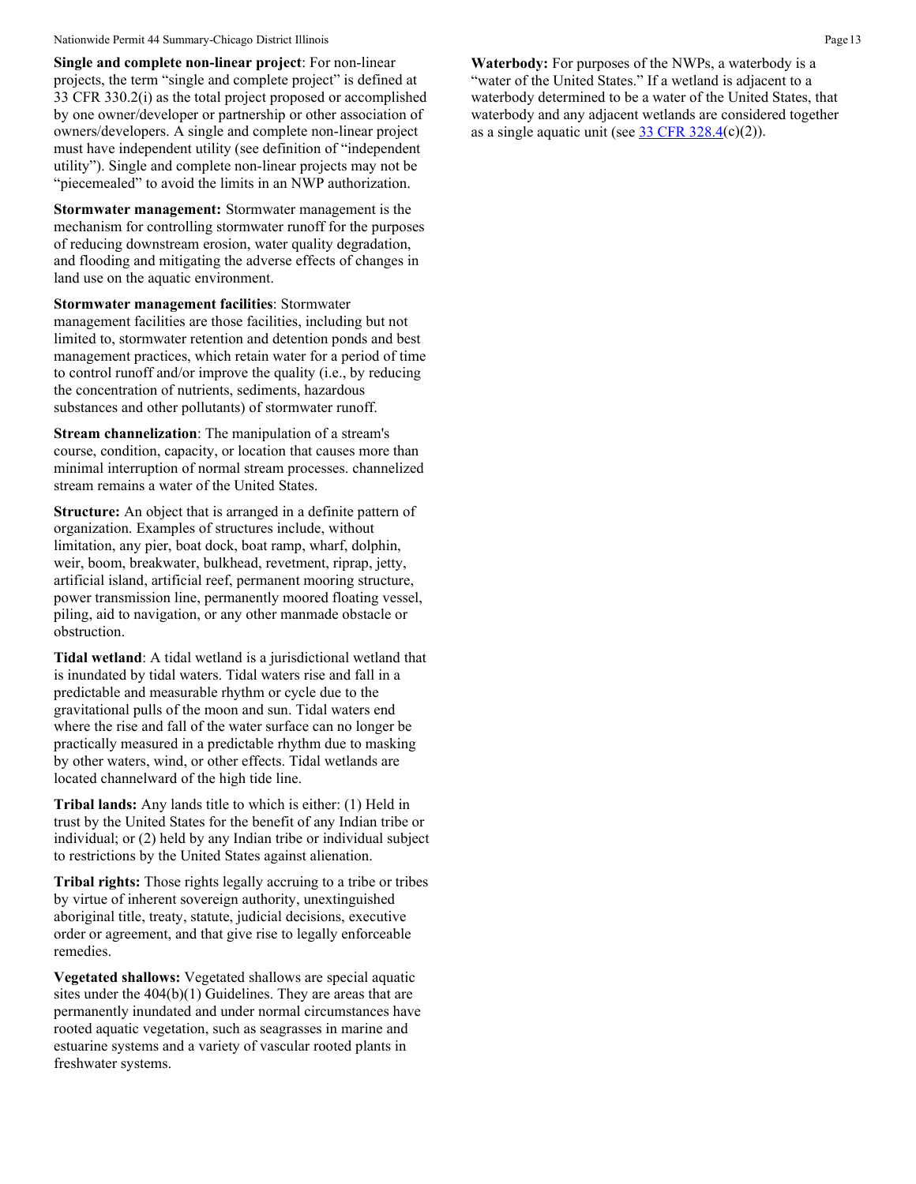**Single and complete non-linear project**: For non-linear projects, the term "single and complete project" is defined at 33 CFR 330.2(i) as the total project proposed or accomplished by one owner/developer or partnership or other association of owners/developers. A single and complete non-linear project must have independent utility (see definition of "independent utility"). Single and complete non-linear projects may not be "piecemealed" to avoid the limits in an NWP authorization.

**Stormwater management:** Stormwater management is the mechanism for controlling stormwater runoff for the purposes of reducing downstream erosion, water quality degradation, and flooding and mitigating the adverse effects of changes in land use on the aquatic environment.

**Stormwater management facilities**: Stormwater management facilities are those facilities, including but not limited to, stormwater retention and detention ponds and best management practices, which retain water for a period of time to control runoff and/or improve the quality (i.e., by reducing the concentration of nutrients, sediments, hazardous substances and other pollutants) of stormwater runoff.

**Stream channelization**: The manipulation of a stream's course, condition, capacity, or location that causes more than minimal interruption of normal stream processes. channelized stream remains a water of the United States.

**Structure:** An object that is arranged in a definite pattern of organization. Examples of structures include, without limitation, any pier, boat dock, boat ramp, wharf, dolphin, weir, boom, breakwater, bulkhead, revetment, riprap, jetty, artificial island, artificial reef, permanent mooring structure, power transmission line, permanently moored floating vessel, piling, aid to navigation, or any other manmade obstacle or obstruction.

**Tidal wetland**: A tidal wetland is a jurisdictional wetland that is inundated by tidal waters. Tidal waters rise and fall in a predictable and measurable rhythm or cycle due to the gravitational pulls of the moon and sun. Tidal waters end where the rise and fall of the water surface can no longer be practically measured in a predictable rhythm due to masking by other waters, wind, or other effects. Tidal wetlands are located channelward of the high tide line.

**Tribal lands:** Any lands title to which is either: (1) Held in trust by the United States for the benefit of any Indian tribe or individual; or (2) held by any Indian tribe or individual subject to restrictions by the United States against alienation.

**Tribal rights:** Those rights legally accruing to a tribe or tribes by virtue of inherent sovereign authority, unextinguished aboriginal title, treaty, statute, judicial decisions, executive order or agreement, and that give rise to legally enforceable remedies.

**Vegetated shallows:** Vegetated shallows are special aquatic sites under the 404(b)(1) Guidelines. They are areas that are permanently inundated and under normal circumstances have rooted aquatic vegetation, such as seagrasses in marine and estuarine systems and a variety of vascular rooted plants in freshwater systems.

**Waterbody:** For purposes of the NWPs, a waterbody is a "water of the United States." If a wetland is adjacent to a waterbody determined to be a water of the United States, that waterbody and any adjacent wetlands are considered together as a single aquatic unit (see 33 CFR 328.4(c)(2)).